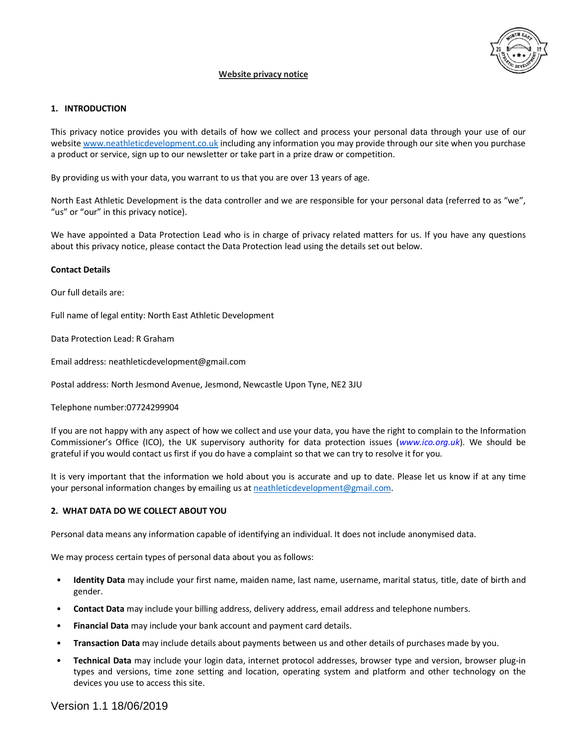# Website privacy notice

## 1. INTRODUCTION

This privacy notice provides you with details of how we collect and process your personal data through your use of our website www.neathleticdevelopment.co.uk including any information you may provide through our site when you purchase a product or service, sign up to our newsletter or take part in a prize draw or competition.

By providing us with your data, you warrant to us that you are over 13 years of age.

North East Athletic Development is the data controller and we are responsible for your personal data (referred to as "we", "us" or "our" in this privacy notice).

We have appointed a Data Protection Lead who is in charge of privacy related matters for us. If you have any questions about this privacy notice, please contact the Data Protection lead using the details set out below.

**Contact Details**

Our full details are:

Full name of legal entity: North East Athletic Development

Data Protection Lead: R Graham

Email address: neathleticdevelopment@gmail.com

Postal address: North Jesmond Avenue, Jesmond, Newcastle Upon Tyne, NE2 3JU

Telephone number:07724299904

If you are not happy with any aspect of how we collect and use your data, you have the right to complain to the Information Commissioner's Office (ICO), the UK supervisory authority for data protection issues (*www.ico.org.uk*). We should be grateful if you would contact us first if you do have a complaint so that we can try to resolve it for you.

It is very important that the information we hold about you is accurate and up to date. Please let us know if at any time your personal information changes by emailing us at neathleticdevelopment@gmail.com.

## 2. WHAT DATA DO WE COLLECT ABOUT YOU

Personal data means any information capable of identifying an individual. It does not include anonymised data.

We may process certain types of personal data about you as follows:

- **Identity Data** may include your first name, maiden name, last name, username, marital status, title, date of birth and gender.
- **Contact Data** may include your billing address, delivery address, email address and telephone numbers.
- **Financial Data** may include your bank account and payment card details.
- **Transaction Data** may include details about payments between us and other details of purchases made by you.
- **Technical Data** may include your login data, internet protocol addresses, browser type and version, browser plug-in types and versions, time zone setting and location, operating system and platform and other technology on the devices you use to access this site.

Version 1.1 18/06/2019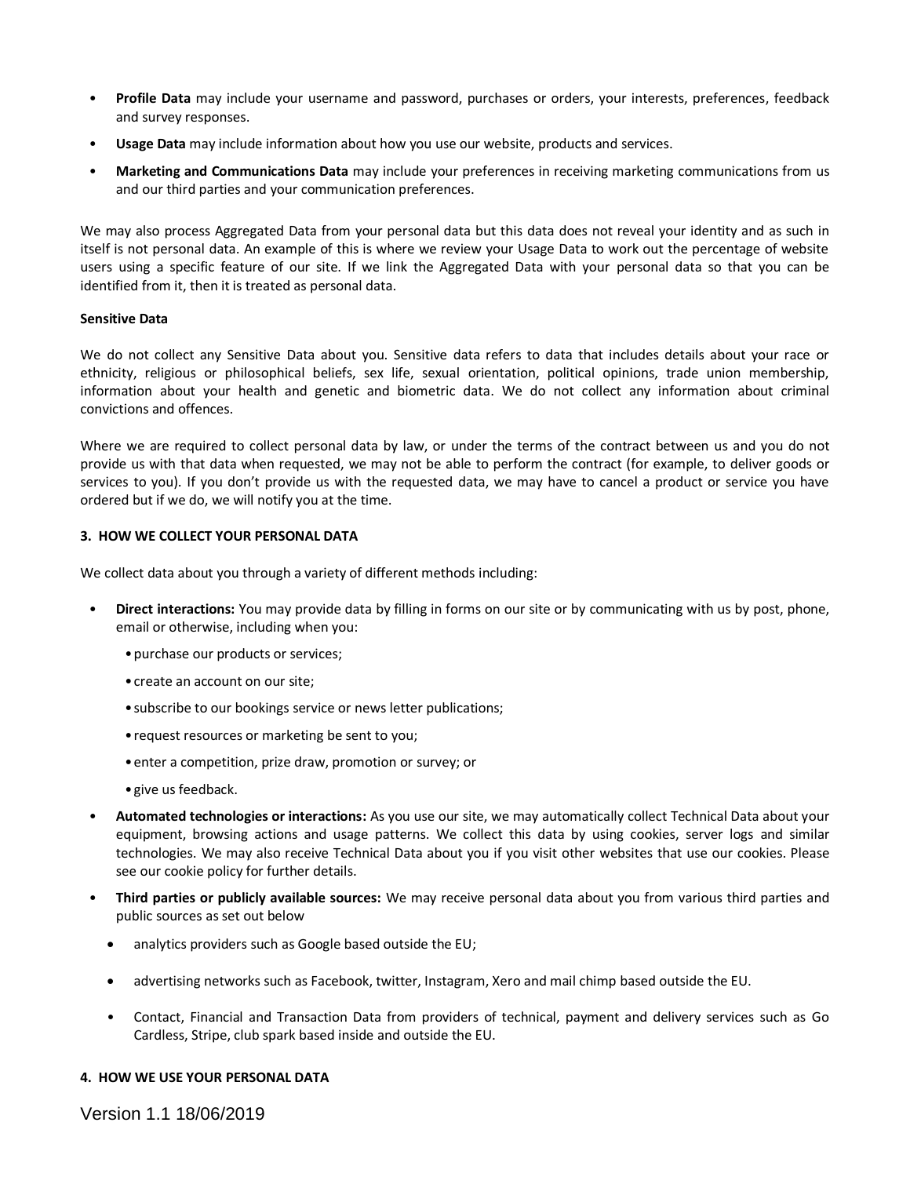- **Profile Data** may include your username and password, purchases or orders, your interests, preferences, feedback and survey responses.
- **Usage Data** may include information about how you use our website, products and services.
- **Marketing and Communications Data** may include your preferences in receiving marketing communications from us and our third parties and your communication preferences.

We may also process Aggregated Data from your personal data but this data does not reveal your identity and as such in itself is not personal data. An example of this is where we review your Usage Data to work out the percentage of website users using a specific feature of our site. If we link the Aggregated Data with your personal data so that you can be identified from it, then it is treated as personal data.

**Sensitive Data**

We do not collect any Sensitive Data about you. Sensitive data refers to data that includes details about your race or ethnicity, religious or philosophical beliefs, sex life, sexual orientation, political opinions, trade union membership, information about your health and genetic and biometric data. We do not collect any information about criminal convictions and offences.

Where we are required to collect personal data by law, or under the terms of the contract between us and you do not provide us with that data when requested, we may not be able to perform the contract (for example, to deliver goods or services to you). If you don't provide us with the requested data, we may have to cancel a product or service you have ordered but if we do, we will notify you at the time.

**3. HOW WE COLLECT YOUR PERSONAL DATA**

We collect data about you through a variety of different methods including:

- **Direct interactions:** You may provide data by filling in forms on our site or by communicating with us by post, phone, email or otherwise, including when you:
  - purchase our products or services;
  - create an account on our site;
  - subscribe to our bookings service or news letter publications;
  - request resources or marketing be sent to you;
  - enter a competition, prize draw, promotion or survey; or
  - give us feedback.
- **Automated technologies or interactions:** As you use our site, we may automatically collect Technical Data about your equipment, browsing actions and usage patterns. We collect this data by using cookies, server logs and similar technologies. We may also receive Technical Data about you if you visit other websites that use our cookies. Please see our cookie policy for further details.
- **Third parties or publicly available sources:** We may receive personal data about you from various third parties and public sources as set out below
  - analytics providers such as Google based outside the EU;
  - advertising networks such as Facebook, twitter, Instagram, Xero and mail chimp based outside the EU.
  - Contact, Financial and Transaction Data from providers of technical, payment and delivery services such as Go Cardless, Stripe, club spark based inside and outside the EU.

**4. HOW WE USE YOUR PERSONAL DATA**

Version 1.1 18/06/2019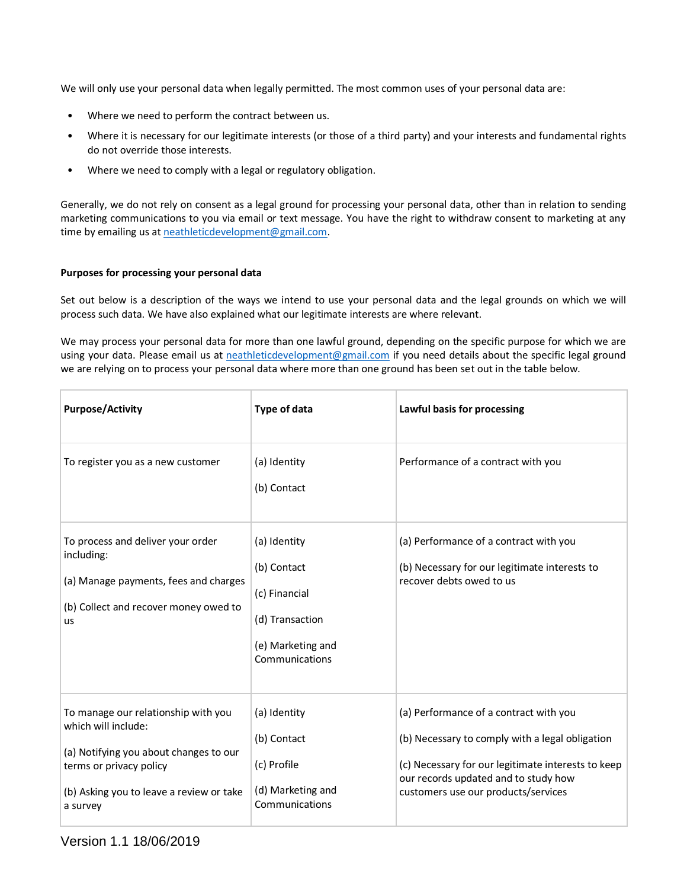We will only use your personal data when legally permitted. The most common uses of your personal data are:

- Where we need to perform the contract between us.
- Where it is necessary for our legitimate interests (or those of a third party) and your interests and fundamental rights do not override those interests.
- Where we need to comply with a legal or regulatory obligation.

Generally, we do not rely on consent as a legal ground for processing your personal data, other than in relation to sending marketing communications to you via email or text message. You have the right to withdraw consent to marketing at any time by emailing us at [neathleticdevelopment@gmail.com](mailto:neathleticdevelopment@gmail.com).

**Purposes for processing your personal data**

Set out below is a description of the ways we intend to use your personal data and the legal grounds on which we will process such data. We have also explained what our legitimate interests are where relevant.

We may process your personal data for more than one lawful ground, depending on the specific purpose for which we are using your data. Please email us at [neathleticdevelopment@gmail.com](mailto:neathleticdevelopment@gmail.com) if you need details about the specific legal ground we are relying on to process your personal data where more than one ground has been set out in the table below.

| **Purpose/Activity** | **Type of data** | **Lawful basis for processing** |
|---|---|---|
| To register you as a new customer | (a) Identity<br><br>(b) Contact | Performance of a contract with you |
| To process and deliver your order including:<br><br>(a) Manage payments, fees and charges<br><br>(b) Collect and recover money owed to us | (a) Identity<br><br>(b) Contact<br><br>(c) Financial<br><br>(d) Transaction<br><br>(e) Marketing and Communications | (a) Performance of a contract with you<br><br>(b) Necessary for our legitimate interests to recover debts owed to us |
| To manage our relationship with you which will include:<br><br>(a) Notifying you about changes to our terms or privacy policy<br><br>(b) Asking you to leave a review or take a survey | (a) Identity<br><br>(b) Contact<br><br>(c) Profile<br><br>(d) Marketing and Communications | (a) Performance of a contract with you<br><br>(b) Necessary to comply with a legal obligation<br><br>(c) Necessary for our legitimate interests to keep our records updated and to study how customers use our products/services |

Version 1.1 18/06/2019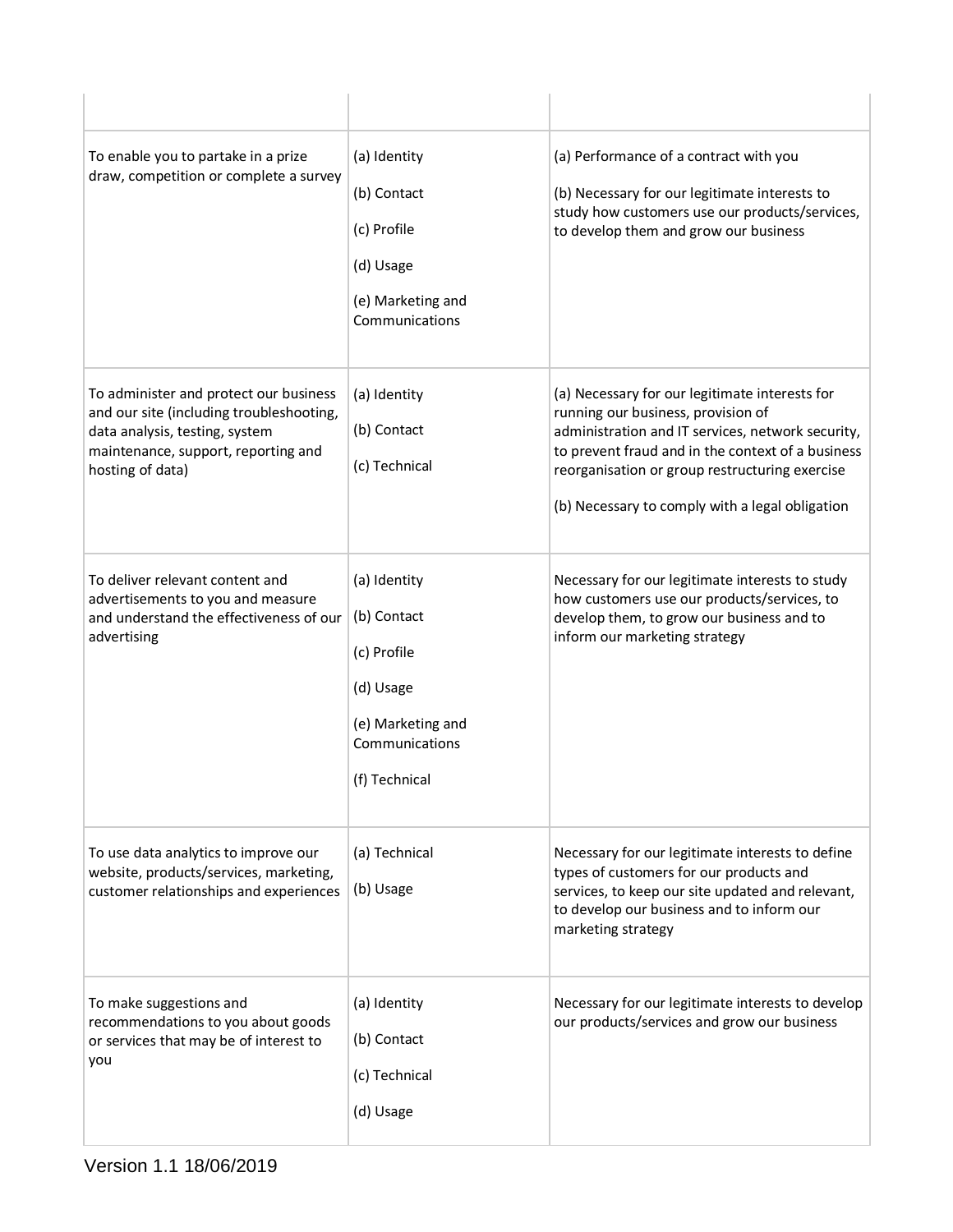| | | |
|---|---|---|
| To enable you to partake in a prize draw, competition or complete a survey | (a) Identity<br><br>(b) Contact<br><br>(c) Profile<br><br>(d) Usage<br><br>(e) Marketing and Communications | (a) Performance of a contract with you<br><br>(b) Necessary for our legitimate interests to study how customers use our products/services, to develop them and grow our business |
| To administer and protect our business and our site (including troubleshooting, data analysis, testing, system maintenance, support, reporting and hosting of data) | (a) Identity<br><br>(b) Contact<br><br>(c) Technical | (a) Necessary for our legitimate interests for running our business, provision of administration and IT services, network security, to prevent fraud and in the context of a business reorganisation or group restructuring exercise<br><br>(b) Necessary to comply with a legal obligation |
| To deliver relevant content and advertisements to you and measure and understand the effectiveness of our advertising | (a) Identity<br><br>(b) Contact<br><br>(c) Profile<br><br>(d) Usage<br><br>(e) Marketing and Communications<br><br>(f) Technical | Necessary for our legitimate interests to study how customers use our products/services, to develop them, to grow our business and to inform our marketing strategy |
| To use data analytics to improve our website, products/services, marketing, customer relationships and experiences | (a) Technical<br><br>(b) Usage | Necessary for our legitimate interests to define types of customers for our products and services, to keep our site updated and relevant, to develop our business and to inform our marketing strategy |
| To make suggestions and recommendations to you about goods or services that may be of interest to you | (a) Identity<br><br>(b) Contact<br><br>(c) Technical<br><br>(d) Usage | Necessary for our legitimate interests to develop our products/services and grow our business |

Version 1.1 18/06/2019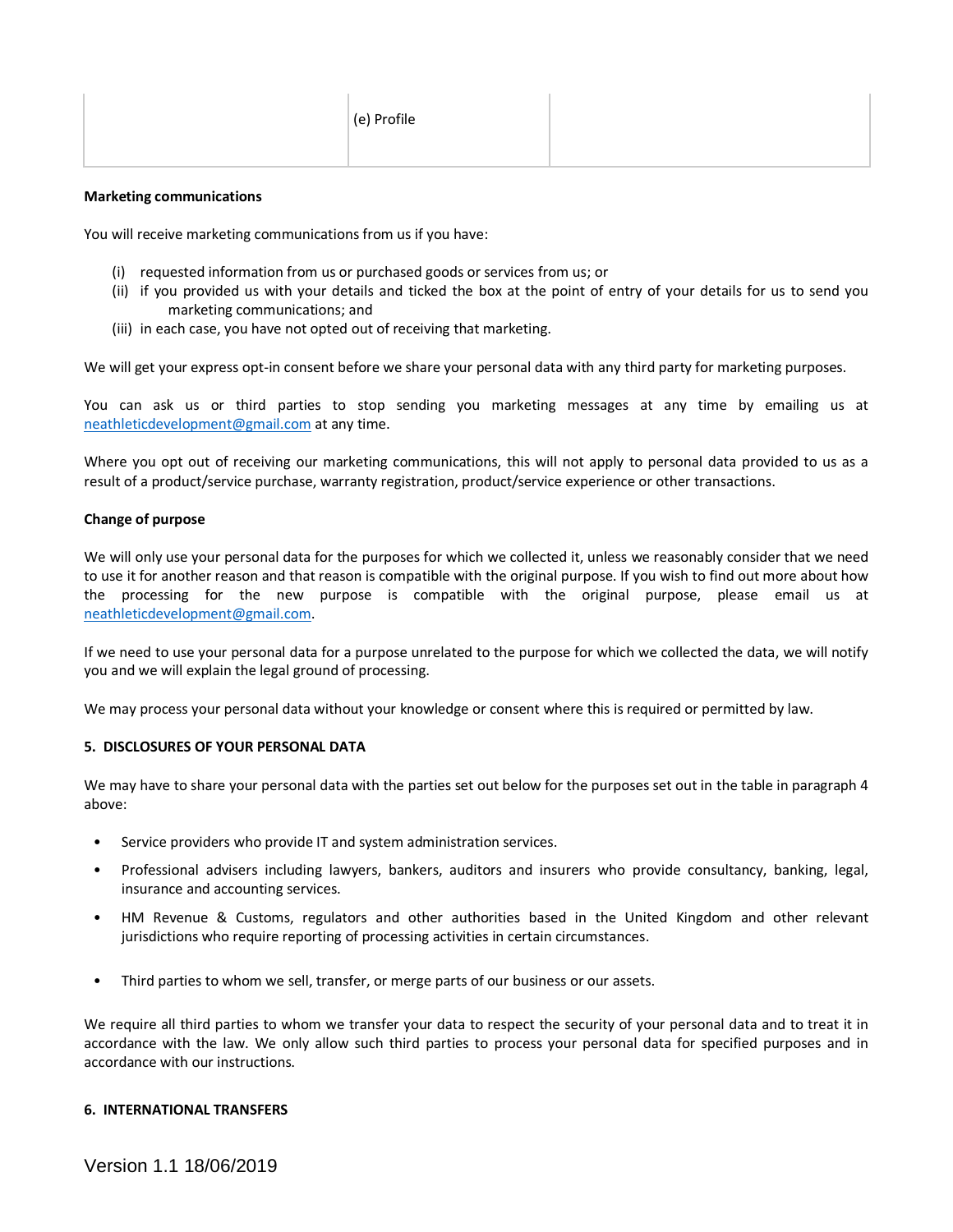| | | |
|---|---|---|
| | (e) Profile | |

**Marketing communications**

You will receive marketing communications from us if you have:

(i) requested information from us or purchased goods or services from us; or
(ii) if you provided us with your details and ticked the box at the point of entry of your details for us to send you marketing communications; and
(iii) in each case, you have not opted out of receiving that marketing.

We will get your express opt-in consent before we share your personal data with any third party for marketing purposes.

You can ask us or third parties to stop sending you marketing messages at any time by emailing us at neathleticdevelopment@gmail.com at any time.

Where you opt out of receiving our marketing communications, this will not apply to personal data provided to us as a result of a product/service purchase, warranty registration, product/service experience or other transactions.

**Change of purpose**

We will only use your personal data for the purposes for which we collected it, unless we reasonably consider that we need to use it for another reason and that reason is compatible with the original purpose. If you wish to find out more about how the processing for the new purpose is compatible with the original purpose, please email us at neathleticdevelopment@gmail.com.

If we need to use your personal data for a purpose unrelated to the purpose for which we collected the data, we will notify you and we will explain the legal ground of processing.

We may process your personal data without your knowledge or consent where this is required or permitted by law.

**5. DISCLOSURES OF YOUR PERSONAL DATA**

We may have to share your personal data with the parties set out below for the purposes set out in the table in paragraph 4 above:

- Service providers who provide IT and system administration services.
- Professional advisers including lawyers, bankers, auditors and insurers who provide consultancy, banking, legal, insurance and accounting services.
- HM Revenue & Customs, regulators and other authorities based in the United Kingdom and other relevant jurisdictions who require reporting of processing activities in certain circumstances.
- Third parties to whom we sell, transfer, or merge parts of our business or our assets.

We require all third parties to whom we transfer your data to respect the security of your personal data and to treat it in accordance with the law. We only allow such third parties to process your personal data for specified purposes and in accordance with our instructions.

**6. INTERNATIONAL TRANSFERS**

Version 1.1 18/06/2019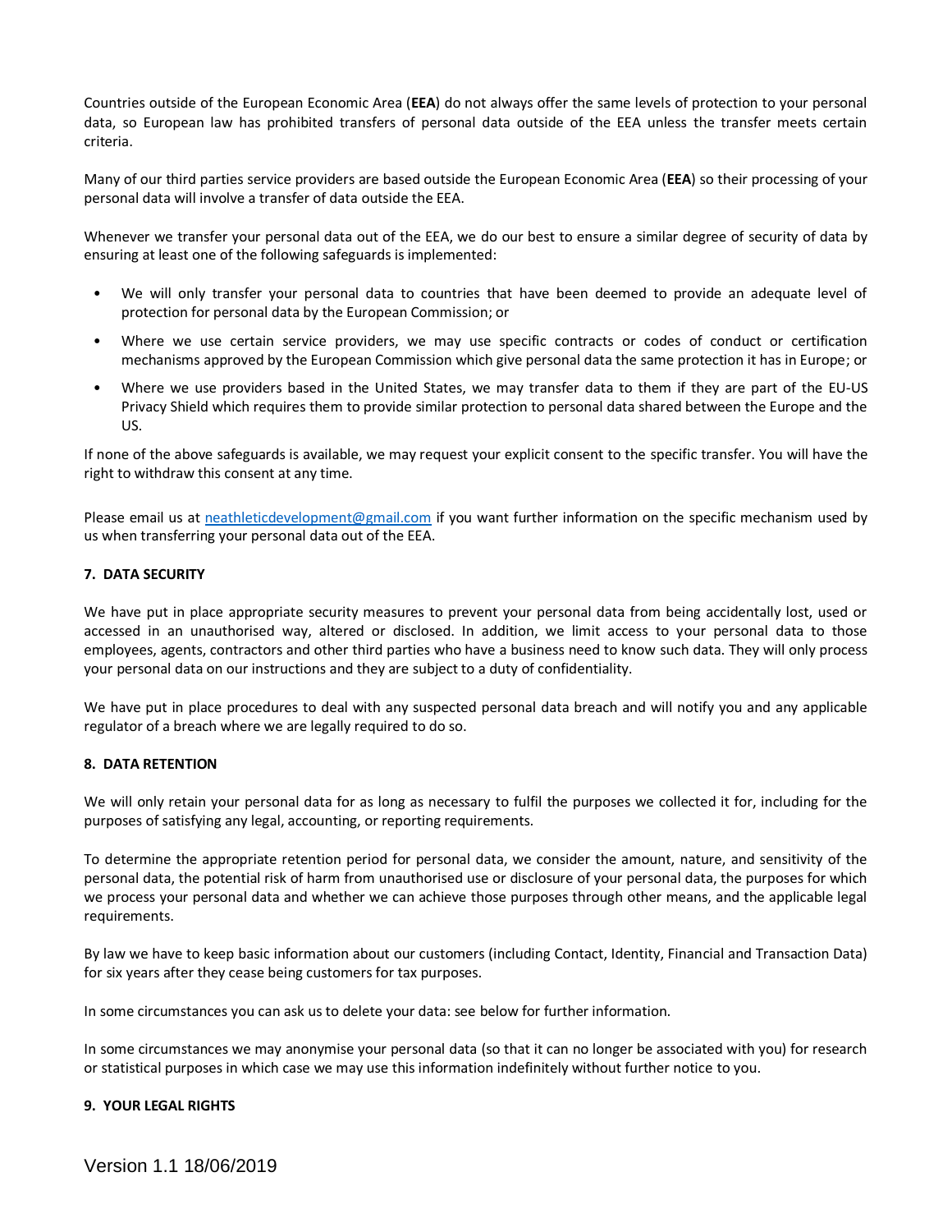Countries outside of the European Economic Area (**EEA**) do not always offer the same levels of protection to your personal data, so European law has prohibited transfers of personal data outside of the EEA unless the transfer meets certain criteria.

Many of our third parties service providers are based outside the European Economic Area (**EEA**) so their processing of your personal data will involve a transfer of data outside the EEA.

Whenever we transfer your personal data out of the EEA, we do our best to ensure a similar degree of security of data by ensuring at least one of the following safeguards is implemented:

- We will only transfer your personal data to countries that have been deemed to provide an adequate level of protection for personal data by the European Commission; or
- Where we use certain service providers, we may use specific contracts or codes of conduct or certification mechanisms approved by the European Commission which give personal data the same protection it has in Europe; or
- Where we use providers based in the United States, we may transfer data to them if they are part of the EU-US Privacy Shield which requires them to provide similar protection to personal data shared between the Europe and the US.

If none of the above safeguards is available, we may request your explicit consent to the specific transfer. You will have the right to withdraw this consent at any time.

Please email us at neathleticdevelopment@gmail.com if you want further information on the specific mechanism used by us when transferring your personal data out of the EEA.

**7. DATA SECURITY**

We have put in place appropriate security measures to prevent your personal data from being accidentally lost, used or accessed in an unauthorised way, altered or disclosed. In addition, we limit access to your personal data to those employees, agents, contractors and other third parties who have a business need to know such data. They will only process your personal data on our instructions and they are subject to a duty of confidentiality.

We have put in place procedures to deal with any suspected personal data breach and will notify you and any applicable regulator of a breach where we are legally required to do so.

**8. DATA RETENTION**

We will only retain your personal data for as long as necessary to fulfil the purposes we collected it for, including for the purposes of satisfying any legal, accounting, or reporting requirements.

To determine the appropriate retention period for personal data, we consider the amount, nature, and sensitivity of the personal data, the potential risk of harm from unauthorised use or disclosure of your personal data, the purposes for which we process your personal data and whether we can achieve those purposes through other means, and the applicable legal requirements.

By law we have to keep basic information about our customers (including Contact, Identity, Financial and Transaction Data) for six years after they cease being customers for tax purposes.

In some circumstances you can ask us to delete your data: see below for further information.

In some circumstances we may anonymise your personal data (so that it can no longer be associated with you) for research or statistical purposes in which case we may use this information indefinitely without further notice to you.

**9. YOUR LEGAL RIGHTS**

Version 1.1 18/06/2019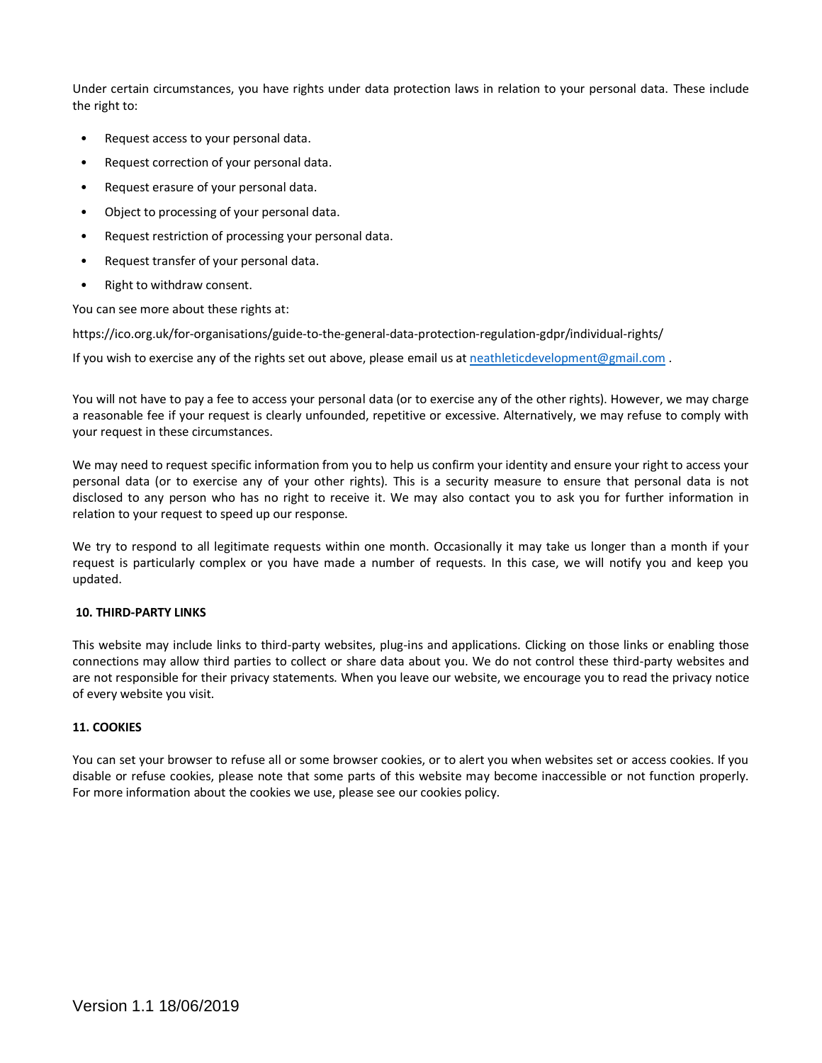Under certain circumstances, you have rights under data protection laws in relation to your personal data. These include the right to:

- Request access to your personal data.
- Request correction of your personal data.
- Request erasure of your personal data.
- Object to processing of your personal data.
- Request restriction of processing your personal data.
- Request transfer of your personal data.
- Right to withdraw consent.

You can see more about these rights at:

https://ico.org.uk/for-organisations/guide-to-the-general-data-protection-regulation-gdpr/individual-rights/

If you wish to exercise any of the rights set out above, please email us at [neathleticdevelopment@gmail.com](mailto:neathleticdevelopment@gmail.com) .

You will not have to pay a fee to access your personal data (or to exercise any of the other rights). However, we may charge a reasonable fee if your request is clearly unfounded, repetitive or excessive. Alternatively, we may refuse to comply with your request in these circumstances.

We may need to request specific information from you to help us confirm your identity and ensure your right to access your personal data (or to exercise any of your other rights). This is a security measure to ensure that personal data is not disclosed to any person who has no right to receive it. We may also contact you to ask you for further information in relation to your request to speed up our response.

We try to respond to all legitimate requests within one month. Occasionally it may take us longer than a month if your request is particularly complex or you have made a number of requests. In this case, we will notify you and keep you updated.

**10. THIRD-PARTY LINKS**

This website may include links to third-party websites, plug-ins and applications. Clicking on those links or enabling those connections may allow third parties to collect or share data about you. We do not control these third-party websites and are not responsible for their privacy statements. When you leave our website, we encourage you to read the privacy notice of every website you visit.

**11. COOKIES**

You can set your browser to refuse all or some browser cookies, or to alert you when websites set or access cookies. If you disable or refuse cookies, please note that some parts of this website may become inaccessible or not function properly. For more information about the cookies we use, please see our cookies policy.